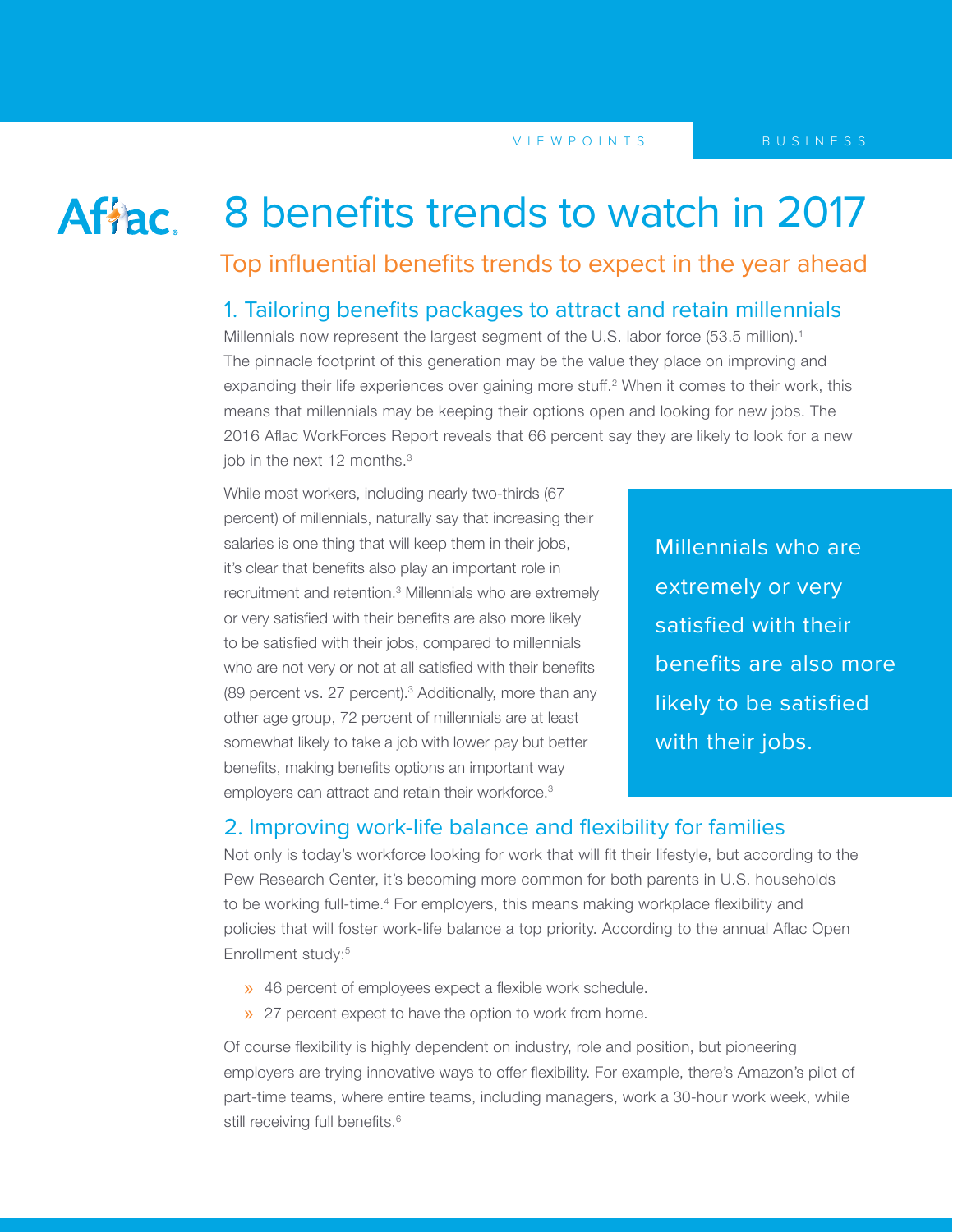# 8 benefits trends to watch in 2017

## Top influential benefits trends to expect in the year ahead

### 1. Tailoring benefits packages to attract and retain millennials

Millennials now represent the largest segment of the U.S. labor force (53.5 million).[1] The pinnacle footprint of this generation may be the value they place on improving and expanding their life experiences over gaining more stuff.[2] When it comes to their work, this means that millennials may be keeping their options open and looking for new jobs. The 2016 Aflac WorkForces Report reveals that 66 percent say they are likely to look for a new job in the next 12 months.[3]

While most workers, including nearly two-thirds (67 percent) of millennials, naturally say that increasing their salaries is one thing that will keep them in their jobs, it's clear that benefits also play an important role in recruitment and retention.[3] Millennials who are extremely or very satisfied with their benefits are also more likely to be satisfied with their jobs, compared to millennials who are not very or not at all satisfied with their benefits (89 percent vs. 27 percent).[3] Additionally, more than any other age group, 72 percent of millennials are at least somewhat likely to take a job with lower pay but better benefits, making benefits options an important way employers can attract and retain their workforce.[3]

> Millennials who are extremely or very satisfied with their benefits are also more likely to be satisfied with their jobs.

### 2. Improving work-life balance and flexibility for families

Not only is today's workforce looking for work that will fit their lifestyle, but according to the Pew Research Center, it's becoming more common for both parents in U.S. households to be working full-time.[4] For employers, this means making workplace flexibility and policies that will foster work-life balance a top priority. According to the annual Aflac Open Enrollment study:[5]

- 46 percent of employees expect a flexible work schedule.
- 27 percent expect to have the option to work from home.

Of course flexibility is highly dependent on industry, role and position, but pioneering employers are trying innovative ways to offer flexibility. For example, there's Amazon's pilot of part-time teams, where entire teams, including managers, work a 30-hour work week, while still receiving full benefits.[6]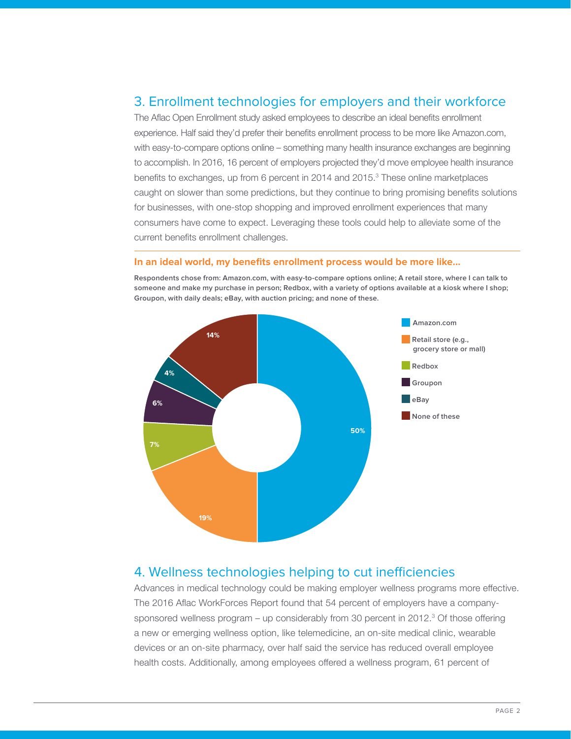## 3. Enrollment technologies for employers and their workforce

The Aflac Open Enrollment study asked employees to describe an ideal benefits enrollment experience. Half said they'd prefer their benefits enrollment process to be more like Amazon.com, with easy-to-compare options online – something many health insurance exchanges are beginning to accomplish. In 2016, 16 percent of employers projected they'd move employee health insurance benefits to exchanges, up from 6 percent in 2014 and 2015.[3] These online marketplaces caught on slower than some predictions, but they continue to bring promising benefits solutions for businesses, with one-stop shopping and improved enrollment experiences that many consumers have come to expect. Leveraging these tools could help to alleviate some of the current benefits enrollment challenges.

**In an ideal world, my benefits enrollment process would be more like...**

**Respondents chose from: Amazon.com, with easy-to-compare options online; A retail store, where I can talk to someone and make my purchase in person; Redbox, with a variety of options available at a kiosk where I shop; Groupon, with daily deals; eBay, with auction pricing; and none of these.**

| Option | Percent |
| --- | --- |
| Amazon.com | 50% |
| Retail store (e.g., grocery store or mall) | 19% |
| Redbox | 7% |
| Groupon | 6% |
| eBay | 4% |
| None of these | 14% |

## 4. Wellness technologies helping to cut inefficiencies

Advances in medical technology could be making employer wellness programs more effective. The 2016 Aflac WorkForces Report found that 54 percent of employers have a company-sponsored wellness program – up considerably from 30 percent in 2012.[3] Of those offering a new or emerging wellness option, like telemedicine, an on-site medical clinic, wearable devices or an on-site pharmacy, over half said the service has reduced overall employee health costs. Additionally, among employees offered a wellness program, 61 percent of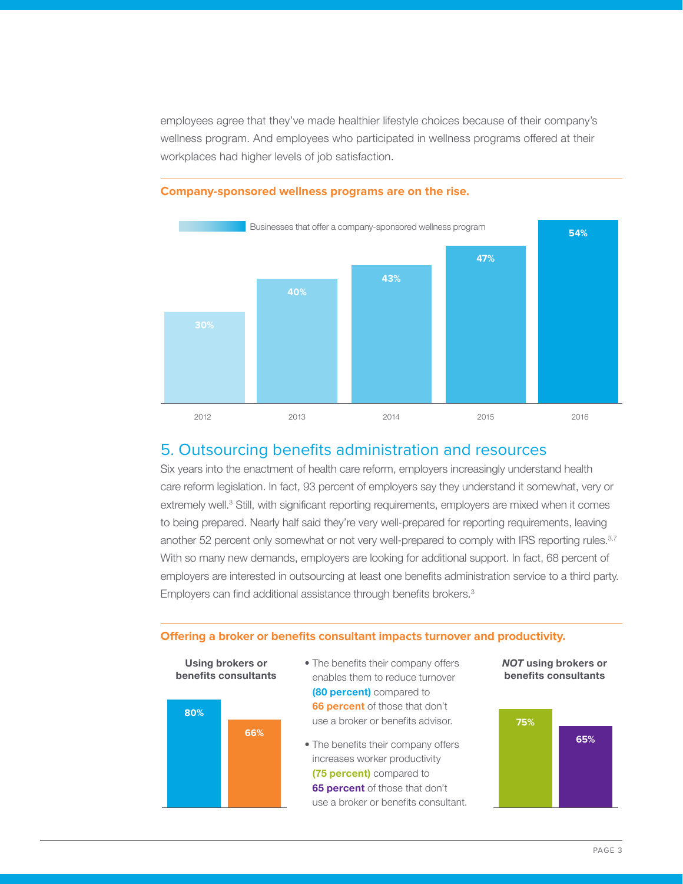employees agree that they've made healthier lifestyle choices because of their company's wellness program. And employees who participated in wellness programs offered at their workplaces had higher levels of job satisfaction.

**Company-sponsored wellness programs are on the rise.**

Businesses that offer a company-sponsored wellness program

| Year | Percentage |
|---|---|
| 2012 | 30% |
| 2013 | 40% |
| 2014 | 43% |
| 2015 | 47% |
| 2016 | 54% |

## 5. Outsourcing benefits administration and resources

Six years into the enactment of health care reform, employers increasingly understand health care reform legislation. In fact, 93 percent of employers say they understand it somewhat, very or extremely well.[3] Still, with significant reporting requirements, employers are mixed when it comes to being prepared. Nearly half said they're very well-prepared for reporting requirements, leaving another 52 percent only somewhat or not very well-prepared to comply with IRS reporting rules.[3,7] With so many new demands, employers are looking for additional support. In fact, 68 percent of employers are interested in outsourcing at least one benefits administration service to a third party. Employers can find additional assistance through benefits brokers.[3]

**Offering a broker or benefits consultant impacts turnover and productivity.**

**Using brokers or benefits consultants**

| | Using brokers or benefits consultants | NOT using brokers or benefits consultants |
|---|---|---|
| Reduce turnover | 80% | 66% |
| Increase worker productivity | 75% | 65% |

- The benefits their company offers enables them to reduce turnover **(80 percent)** compared to **66 percent** of those that don't use a broker or benefits advisor.
- The benefits their company offers increases worker productivity **(75 percent)** compared to **65 percent** of those that don't use a broker or benefits consultant.

***NOT*** **using brokers or benefits consultants**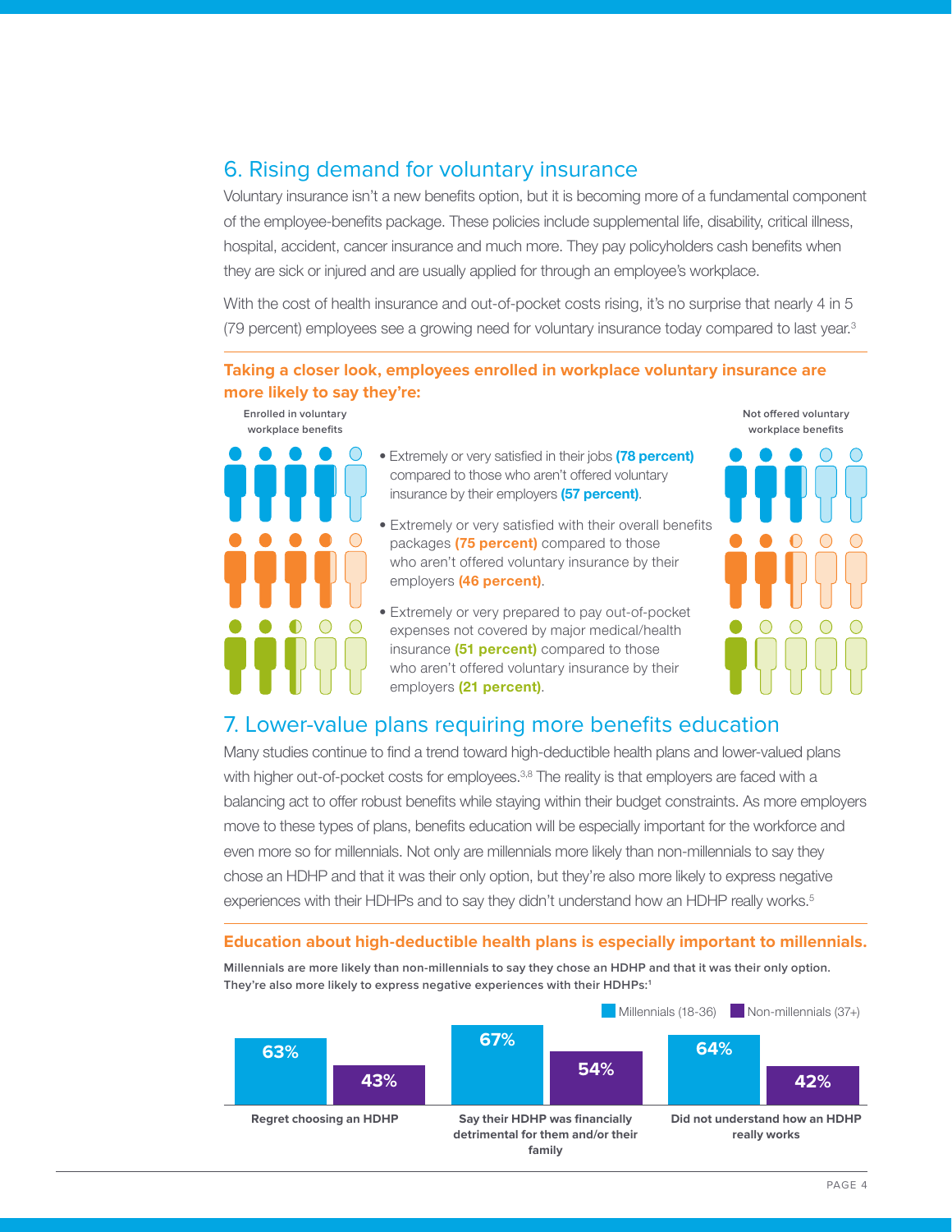## 6. Rising demand for voluntary insurance

Voluntary insurance isn't a new benefits option, but it is becoming more of a fundamental component of the employee-benefits package. These policies include supplemental life, disability, critical illness, hospital, accident, cancer insurance and much more. They pay policyholders cash benefits when they are sick or injured and are usually applied for through an employee's workplace.

With the cost of health insurance and out-of-pocket costs rising, it's no surprise that nearly 4 in 5 (79 percent) employees see a growing need for voluntary insurance today compared to last year.[3]

**Taking a closer look, employees enrolled in workplace voluntary insurance are more likely to say they're:**

Enrolled in voluntary workplace benefits

Not offered voluntary workplace benefits

- Extremely or very satisfied in their jobs **(78 percent)** compared to those who aren't offered voluntary insurance by their employers **(57 percent)**.
- Extremely or very satisfied with their overall benefits packages **(75 percent)** compared to those who aren't offered voluntary insurance by their employers **(46 percent)**.
- Extremely or very prepared to pay out-of-pocket expenses not covered by major medical/health insurance **(51 percent)** compared to those who aren't offered voluntary insurance by their employers **(21 percent)**.

## 7. Lower-value plans requiring more benefits education

Many studies continue to find a trend toward high-deductible health plans and lower-valued plans with higher out-of-pocket costs for employees.[3,8] The reality is that employers are faced with a balancing act to offer robust benefits while staying within their budget constraints. As more employers move to these types of plans, benefits education will be especially important for the workforce and even more so for millennials. Not only are millennials more likely than non-millennials to say they chose an HDHP and that it was their only option, but they're also more likely to express negative experiences with their HDHPs and to say they didn't understand how an HDHP really works.[5]

**Education about high-deductible health plans is especially important to millennials.**

**Millennials are more likely than non-millennials to say they chose an HDHP and that it was their only option. They're also more likely to express negative experiences with their HDHPs:**[1]

| | Millennials (18-36) | Non-millennials (37+) |
|---|---|---|
| Regret choosing an HDHP | 63% | 43% |
| Say their HDHP was financially detrimental for them and/or their family | 67% | 54% |
| Did not understand how an HDHP really works | 64% | 42% |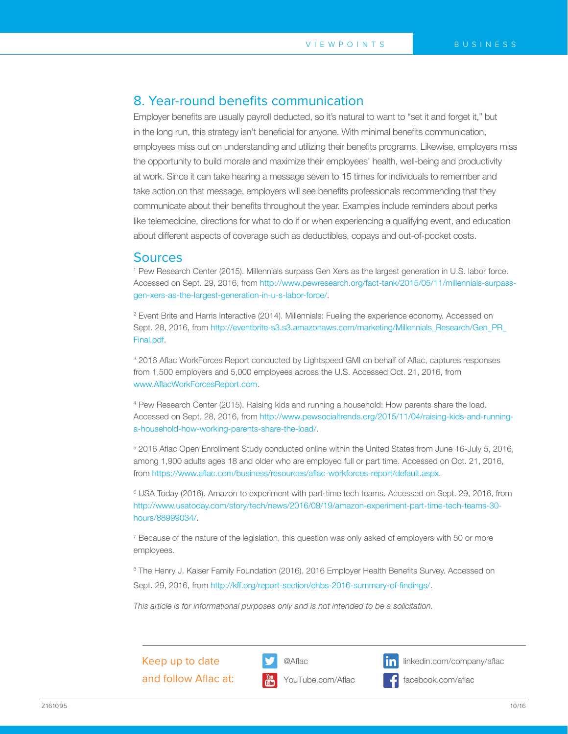## 8. Year-round benefits communication

Employer benefits are usually payroll deducted, so it's natural to want to "set it and forget it," but in the long run, this strategy isn't beneficial for anyone. With minimal benefits communication, employees miss out on understanding and utilizing their benefits programs. Likewise, employers miss the opportunity to build morale and maximize their employees' health, well-being and productivity at work. Since it can take hearing a message seven to 15 times for individuals to remember and take action on that message, employers will see benefits professionals recommending that they communicate about their benefits throughout the year. Examples include reminders about perks like telemedicine, directions for what to do if or when experiencing a qualifying event, and education about different aspects of coverage such as deductibles, copays and out-of-pocket costs.

## Sources

[1] Pew Research Center (2015). Millennials surpass Gen Xers as the largest generation in U.S. labor force. Accessed on Sept. 29, 2016, from http://www.pewresearch.org/fact-tank/2015/05/11/millennials-surpass-gen-xers-as-the-largest-generation-in-u-s-labor-force/.

[2] Event Brite and Harris Interactive (2014). Millennials: Fueling the experience economy. Accessed on Sept. 28, 2016, from http://eventbrite-s3.s3.amazonaws.com/marketing/Millennials_Research/Gen_PR_Final.pdf.

[3] 2016 Aflac WorkForces Report conducted by Lightspeed GMI on behalf of Aflac, captures responses from 1,500 employers and 5,000 employees across the U.S. Accessed Oct. 21, 2016, from www.AflacWorkForcesReport.com.

[4] Pew Research Center (2015). Raising kids and running a household: How parents share the load. Accessed on Sept. 28, 2016, from http://www.pewsocialtrends.org/2015/11/04/raising-kids-and-running-a-household-how-working-parents-share-the-load/.

[5] 2016 Aflac Open Enrollment Study conducted online within the United States from June 16-July 5, 2016, among 1,900 adults ages 18 and older who are employed full or part time. Accessed on Oct. 21, 2016, from https://www.aflac.com/business/resources/aflac-workforces-report/default.aspx.

[6] USA Today (2016). Amazon to experiment with part-time tech teams. Accessed on Sept. 29, 2016, from http://www.usatoday.com/story/tech/news/2016/08/19/amazon-experiment-part-time-tech-teams-30-hours/88999034/.

[7] Because of the nature of the legislation, this question was only asked of employers with 50 or more employees.

[8] The Henry J. Kaiser Family Foundation (2016). 2016 Employer Health Benefits Survey. Accessed on Sept. 29, 2016, from http://kff.org/report-section/ehbs-2016-summary-of-findings/.

*This article is for informational purposes only and is not intended to be a solicitation.*

Keep up to date and follow Aflac at:

@Aflac

YouTube.com/Aflac

linkedin.com/company/aflac

facebook.com/aflac

Z161095 10/16